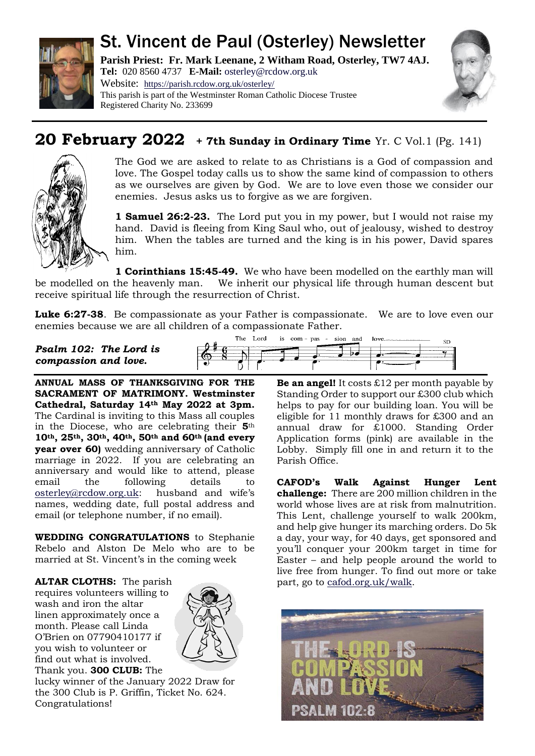// St. Vincent de Paul (Osterley) Newsletter

**Parish Priest: Fr. Mark Leenane, 2 Witham Road, Osterley, TW7 4AJ.**
**Tel:** 020 8560 4737 **E-Mail:** osterley@rcdow.org.uk
Website: https://parish.rcdow.org.uk/osterley/
This parish is part of the Westminster Roman Catholic Diocese Trustee Registered Charity No. 233699

## 20 February 2022 + 7th Sunday in Ordinary Time Yr. C Vol.1 (Pg. 141)

The God we are asked to relate to as Christians is a God of compassion and love. The Gospel today calls us to show the same kind of compassion to others as we ourselves are given by God. We are to love even those we consider our enemies. Jesus asks us to forgive as we are forgiven.

**1 Samuel 26:2-23.** The Lord put you in my power, but I would not raise my hand. David is fleeing from King Saul who, out of jealousy, wished to destroy him. When the tables are turned and the king is in his power, David spares him.

**1 Corinthians 15:45-49.** We who have been modelled on the earthly man will be modelled on the heavenly man. We inherit our physical life through human descent but receive spiritual life through the resurrection of Christ.

**Luke 6:27-38**. Be compassionate as your Father is compassionate. We are to love even our enemies because we are all children of a compassionate Father.

***Psalm 102: The Lord is compassion and love.***

**ANNUAL MASS OF THANKSGIVING FOR THE SACRAMENT OF MATRIMONY. Westminster Cathedral, Saturday 14th May 2022 at 3pm.** The Cardinal is inviting to this Mass all couples in the Diocese, who are celebrating their **5th 10th, 25th, 30th, 40th, 50th and 60th (and every year over 60)** wedding anniversary of Catholic marriage in 2022. If you are celebrating an anniversary and would like to attend, please email the following details to osterley@rcdow.org.uk: husband and wife's names, wedding date, full postal address and email (or telephone number, if no email).

**WEDDING CONGRATULATIONS** to Stephanie Rebelo and Alston De Melo who are to be married at St. Vincent's in the coming week

**ALTAR CLOTHS:** The parish requires volunteers willing to wash and iron the altar linen approximately once a month. Please call Linda O'Brien on 07790410177 if you wish to volunteer or find out what is involved. Thank you. **300 CLUB:** The lucky winner of the January 2022 Draw for the 300 Club is P. Griffin, Ticket No. 624. Congratulations!

**Be an angel!** It costs £12 per month payable by Standing Order to support our £300 club which helps to pay for our building loan. You will be eligible for 11 monthly draws for £300 and an annual draw for £1000. Standing Order Application forms (pink) are available in the Lobby. Simply fill one in and return it to the Parish Office.

**CAFOD's Walk Against Hunger Lent challenge:** There are 200 million children in the world whose lives are at risk from malnutrition. This Lent, challenge yourself to walk 200km, and help give hunger its marching orders. Do 5k a day, your way, for 40 days, get sponsored and you'll conquer your 200km target in time for Easter – and help people around the world to live free from hunger. To find out more or take part, go to cafod.org.uk/walk.

THE LORD IS COMPASSION AND LOVE
PSALM 102:8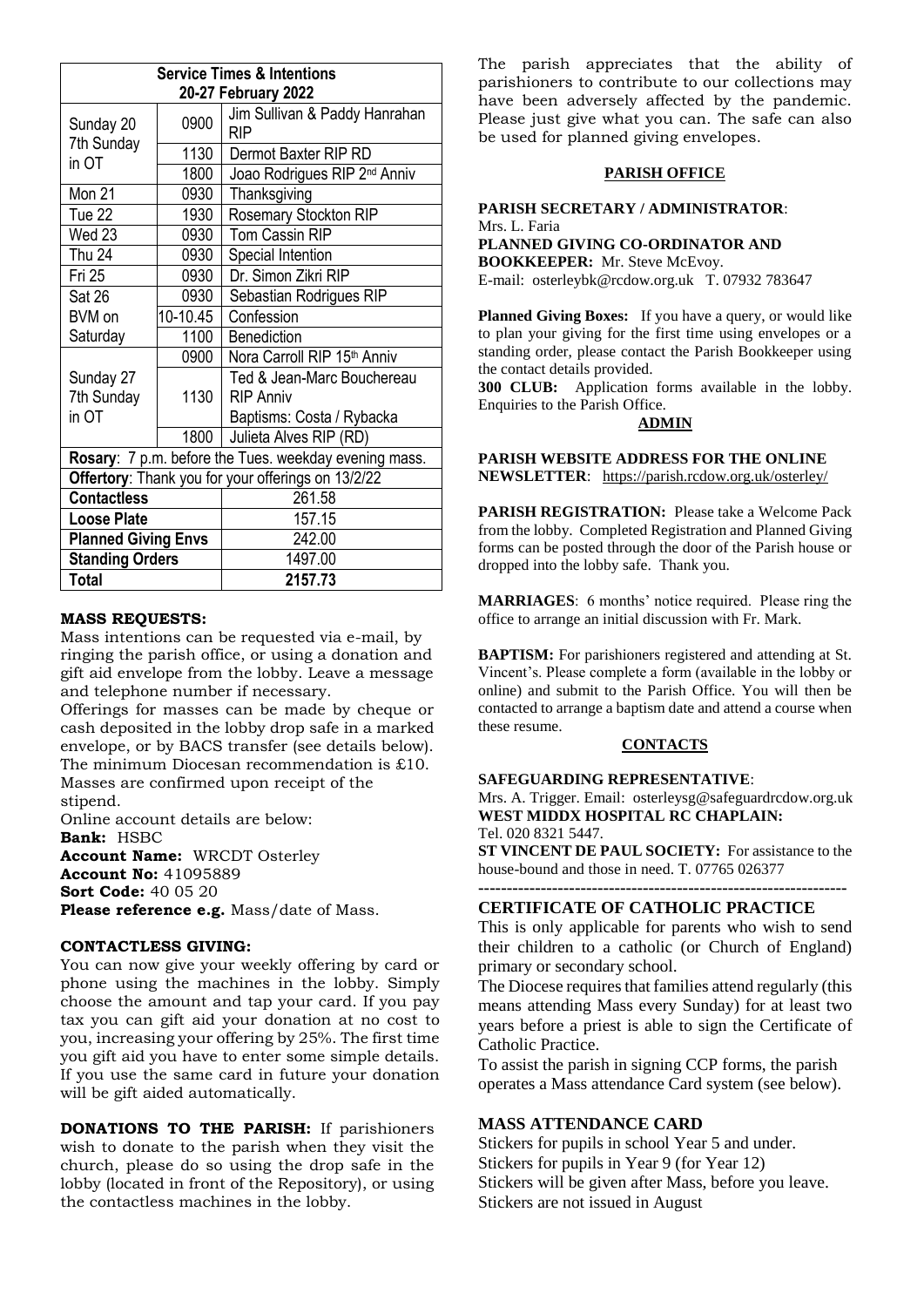| Service Times & Intentions 20-27 February 2022 | | |
|---|---|---|
| Sunday 20 7th Sunday in OT | 0900 | Jim Sullivan & Paddy Hanrahan RIP |
| | 1130 | Dermot Baxter RIP RD |
| | 1800 | Joao Rodrigues RIP 2nd Anniv |
| Mon 21 | 0930 | Thanksgiving |
| Tue 22 | 1930 | Rosemary Stockton RIP |
| Wed 23 | 0930 | Tom Cassin RIP |
| Thu 24 | 0930 | Special Intention |
| Fri 25 | 0930 | Dr. Simon Zikri RIP |
| Sat 26 BVM on Saturday | 0930 | Sebastian Rodrigues RIP |
| | 10-10.45 | Confession |
| | 1100 | Benediction |
| Sunday 27 7th Sunday in OT | 0900 | Nora Carroll RIP 15th Anniv |
| | 1130 | Ted & Jean-Marc Bouchereau RIP Anniv Baptisms: Costa / Rybacka |
| | 1800 | Julieta Alves RIP (RD) |
| **Rosary**: 7 p.m. before the Tues. weekday evening mass. | | |
| **Offertory**: Thank you for your offerings on 13/2/22 | | |
| **Contactless** | | 261.58 |
| **Loose Plate** | | 157.15 |
| **Planned Giving Envs** | | 242.00 |
| **Standing Orders** | | 1497.00 |
| **Total** | | **2157.73** |

**MASS REQUESTS:**

Mass intentions can be requested via e-mail, by ringing the parish office, or using a donation and gift aid envelope from the lobby. Leave a message and telephone number if necessary.

Offerings for masses can be made by cheque or cash deposited in the lobby drop safe in a marked envelope, or by BACS transfer (see details below). The minimum Diocesan recommendation is £10. Masses are confirmed upon receipt of the stipend.

Online account details are below:

**Bank:** HSBC
**Account Name:** WRCDT Osterley
**Account No:** 41095889
**Sort Code:** 40 05 20
**Please reference e.g.** Mass/date of Mass.

**CONTACTLESS GIVING:**

You can now give your weekly offering by card or phone using the machines in the lobby. Simply choose the amount and tap your card. If you pay tax you can gift aid your donation at no cost to you, increasing your offering by 25%. The first time you gift aid you have to enter some simple details. If you use the same card in future your donation will be gift aided automatically.

**DONATIONS TO THE PARISH:** If parishioners wish to donate to the parish when they visit the church, please do so using the drop safe in the lobby (located in front of the Repository), or using the contactless machines in the lobby.

The parish appreciates that the ability of parishioners to contribute to our collections may have been adversely affected by the pandemic. Please just give what you can. The safe can also be used for planned giving envelopes.

**PARISH OFFICE**

**PARISH SECRETARY / ADMINISTRATOR**: Mrs. L. Faria
**PLANNED GIVING CO-ORDINATOR AND BOOKKEEPER:** Mr. Steve McEvoy.
E-mail: osterleybk@rcdow.org.uk T. 07932 783647

**Planned Giving Boxes:** If you have a query, or would like to plan your giving for the first time using envelopes or a standing order, please contact the Parish Bookkeeper using the contact details provided.

**300 CLUB:** Application forms available in the lobby. Enquiries to the Parish Office.

**ADMIN**

**PARISH WEBSITE ADDRESS FOR THE ONLINE NEWSLETTER**: https://parish.rcdow.org.uk/osterley/

**PARISH REGISTRATION:** Please take a Welcome Pack from the lobby. Completed Registration and Planned Giving forms can be posted through the door of the Parish house or dropped into the lobby safe. Thank you.

**MARRIAGES**: 6 months' notice required. Please ring the office to arrange an initial discussion with Fr. Mark.

**BAPTISM:** For parishioners registered and attending at St. Vincent's. Please complete a form (available in the lobby or online) and submit to the Parish Office. You will then be contacted to arrange a baptism date and attend a course when these resume.

**CONTACTS**

**SAFEGUARDING REPRESENTATIVE**:
Mrs. A. Trigger. Email: osterleysg@safeguardrcdow.org.uk
**WEST MIDDX HOSPITAL RC CHAPLAIN:**
Tel. 020 8321 5447.
**ST VINCENT DE PAUL SOCIETY:** For assistance to the house-bound and those in need. T. 07765 026377

---

**CERTIFICATE OF CATHOLIC PRACTICE**

This is only applicable for parents who wish to send their children to a catholic (or Church of England) primary or secondary school.

The Diocese requires that families attend regularly (this means attending Mass every Sunday) for at least two years before a priest is able to sign the Certificate of Catholic Practice.

To assist the parish in signing CCP forms, the parish operates a Mass attendance Card system (see below).

**MASS ATTENDANCE CARD**

Stickers for pupils in school Year 5 and under.
Stickers for pupils in Year 9 (for Year 12)
Stickers will be given after Mass, before you leave.
Stickers are not issued in August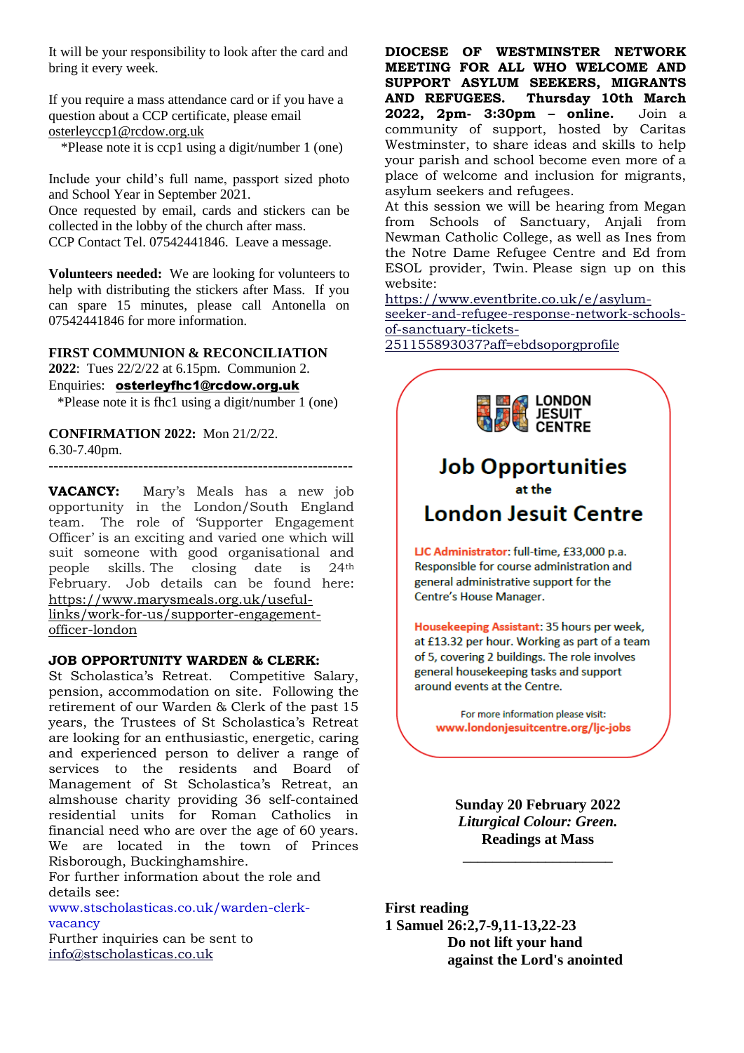It will be your responsibility to look after the card and bring it every week.

If you require a mass attendance card or if you have a question about a CCP certificate, please email osterleyccp1@rcdow.org.uk
*Please note it is ccp1 using a digit/number 1 (one)

Include your child's full name, passport sized photo and School Year in September 2021.
Once requested by email, cards and stickers can be collected in the lobby of the church after mass.
CCP Contact Tel. 07542441846. Leave a message.

**Volunteers needed:** We are looking for volunteers to help with distributing the stickers after Mass. If you can spare 15 minutes, please call Antonella on 07542441846 for more information.

**FIRST COMMUNION & RECONCILIATION 2022**: Tues 22/2/22 at 6.15pm. Communion 2.
Enquiries: **osterleyfhc1@rcdow.org.uk**
*Please note it is fhc1 using a digit/number 1 (one)

**CONFIRMATION 2022:** Mon 21/2/22. 6.30-7.40pm.

---

**VACANCY:** Mary's Meals has a new job opportunity in the London/South England team. The role of 'Supporter Engagement Officer' is an exciting and varied one which will suit someone with good organisational and people skills. The closing date is 24th February. Job details can be found here: https://www.marysmeals.org.uk/useful-links/work-for-us/supporter-engagement-officer-london

**JOB OPPORTUNITY WARDEN & CLERK:**
St Scholastica's Retreat. Competitive Salary, pension, accommodation on site. Following the retirement of our Warden & Clerk of the past 15 years, the Trustees of St Scholastica's Retreat are looking for an enthusiastic, energetic, caring and experienced person to deliver a range of services to the residents and Board of Management of St Scholastica's Retreat, an almshouse charity providing 36 self-contained residential units for Roman Catholics in financial need who are over the age of 60 years. We are located in the town of Princes Risborough, Buckinghamshire.
For further information about the role and details see:
www.stscholasticas.co.uk/warden-clerk-vacancy
Further inquiries can be sent to info@stscholasticas.co.uk

**DIOCESE OF WESTMINSTER NETWORK MEETING FOR ALL WHO WELCOME AND SUPPORT ASYLUM SEEKERS, MIGRANTS AND REFUGEES. Thursday 10th March 2022, 2pm- 3:30pm – online.** Join a community of support, hosted by Caritas Westminster, to share ideas and skills to help your parish and school become even more of a place of welcome and inclusion for migrants, asylum seekers and refugees.
At this session we will be hearing from Megan from Schools of Sanctuary, Anjali from Newman Catholic College, as well as Ines from the Notre Dame Refugee Centre and Ed from ESOL provider, Twin. Please sign up on this website:
https://www.eventbrite.co.uk/e/asylum-seeker-and-refugee-response-network-schools-of-sanctuary-tickets-251155893037?aff=ebdsoporgprofile

LONDON JESUIT CENTRE

## Job Opportunities
at the
## London Jesuit Centre

**LJC Administrator**: full-time, £33,000 p.a. Responsible for course administration and general administrative support for the Centre's House Manager.

**Housekeeping Assistant**: 35 hours per week, at £13.32 per hour. Working as part of a team of 5, covering 2 buildings. The role involves general housekeeping tasks and support around events at the Centre.

For more information please visit:
**www.londonjesuitcentre.org/ljc-jobs**

**Sunday 20 February 2022**
***Liturgical Colour: Green.***
**Readings at Mass**

---

**First reading**
**1 Samuel 26:2,7-9,11-13,22-23**
**Do not lift your hand against the Lord's anointed**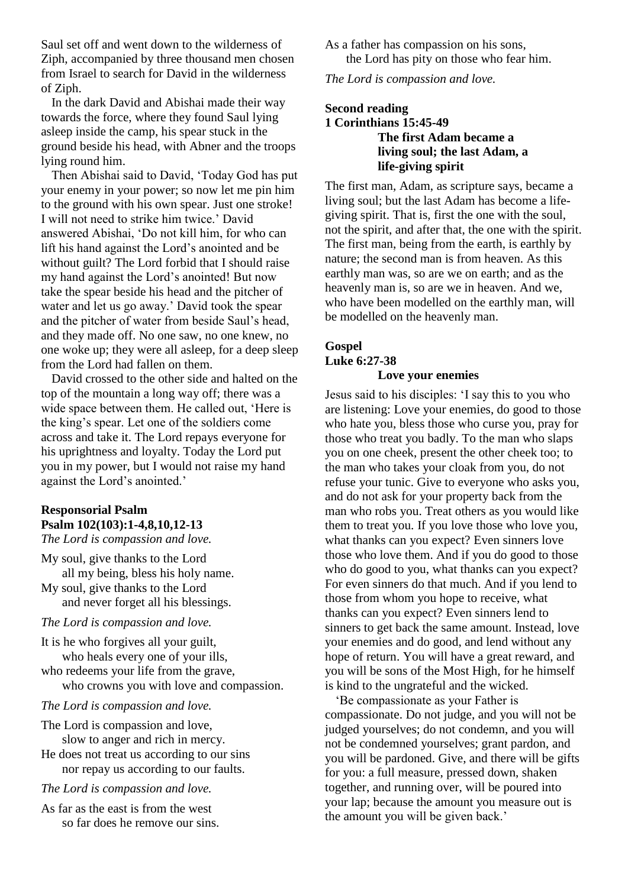Saul set off and went down to the wilderness of Ziph, accompanied by three thousand men chosen from Israel to search for David in the wilderness of Ziph.

In the dark David and Abishai made their way towards the force, where they found Saul lying asleep inside the camp, his spear stuck in the ground beside his head, with Abner and the troops lying round him.

Then Abishai said to David, 'Today God has put your enemy in your power; so now let me pin him to the ground with his own spear. Just one stroke! I will not need to strike him twice.' David answered Abishai, 'Do not kill him, for who can lift his hand against the Lord's anointed and be without guilt? The Lord forbid that I should raise my hand against the Lord's anointed! But now take the spear beside his head and the pitcher of water and let us go away.' David took the spear and the pitcher of water from beside Saul's head, and they made off. No one saw, no one knew, no one woke up; they were all asleep, for a deep sleep from the Lord had fallen on them.

David crossed to the other side and halted on the top of the mountain a long way off; there was a wide space between them. He called out, 'Here is the king's spear. Let one of the soldiers come across and take it. The Lord repays everyone for his uprightness and loyalty. Today the Lord put you in my power, but I would not raise my hand against the Lord's anointed.'

**Responsorial Psalm**
**Psalm 102(103):1-4,8,10,12-13**
*The Lord is compassion and love.*

My soul, give thanks to the Lord
all my being, bless his holy name.
My soul, give thanks to the Lord
and never forget all his blessings.

*The Lord is compassion and love.*

It is he who forgives all your guilt,
who heals every one of your ills,
who redeems your life from the grave,
who crowns you with love and compassion.

*The Lord is compassion and love.*

The Lord is compassion and love,
slow to anger and rich in mercy.
He does not treat us according to our sins
nor repay us according to our faults.

*The Lord is compassion and love.*

As far as the east is from the west
so far does he remove our sins.
As a father has compassion on his sons,
the Lord has pity on those who fear him.

*The Lord is compassion and love.*

**Second reading**
**1 Corinthians 15:45-49**
**The first Adam became a living soul; the last Adam, a life-giving spirit**

The first man, Adam, as scripture says, became a living soul; but the last Adam has become a life-giving spirit. That is, first the one with the soul, not the spirit, and after that, the one with the spirit. The first man, being from the earth, is earthly by nature; the second man is from heaven. As this earthly man was, so are we on earth; and as the heavenly man is, so are we in heaven. And we, who have been modelled on the earthly man, will be modelled on the heavenly man.

**Gospel**
**Luke 6:27-38**
**Love your enemies**

Jesus said to his disciples: 'I say this to you who are listening: Love your enemies, do good to those who hate you, bless those who curse you, pray for those who treat you badly. To the man who slaps you on one cheek, present the other cheek too; to the man who takes your cloak from you, do not refuse your tunic. Give to everyone who asks you, and do not ask for your property back from the man who robs you. Treat others as you would like them to treat you. If you love those who love you, what thanks can you expect? Even sinners love those who love them. And if you do good to those who do good to you, what thanks can you expect? For even sinners do that much. And if you lend to those from whom you hope to receive, what thanks can you expect? Even sinners lend to sinners to get back the same amount. Instead, love your enemies and do good, and lend without any hope of return. You will have a great reward, and you will be sons of the Most High, for he himself is kind to the ungrateful and the wicked.

'Be compassionate as your Father is compassionate. Do not judge, and you will not be judged yourselves; do not condemn, and you will not be condemned yourselves; grant pardon, and you will be pardoned. Give, and there will be gifts for you: a full measure, pressed down, shaken together, and running over, will be poured into your lap; because the amount you measure out is the amount you will be given back.'